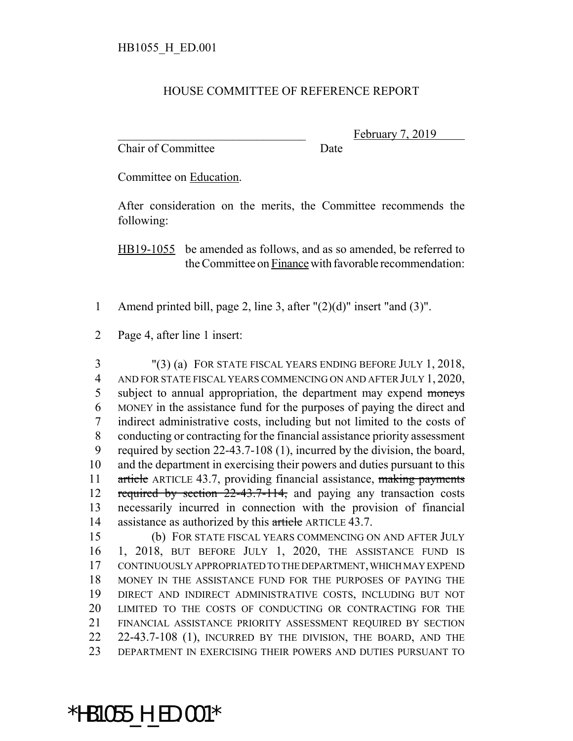HB1055_H_ED.001

# HOUSE COMMITTEE OF REFERENCE REPORT

_______________________________ February 7, 2019
Chair of Committee Date

Committee on Education.

After consideration on the merits, the Committee recommends the following:

HB19-1055 be amended as follows, and as so amended, be referred to the Committee on Finance with favorable recommendation:

1 Amend printed bill, page 2, line 3, after "(2)(d)" insert "and (3)".

2 Page 4, after line 1 insert:

3 "(3) (a) FOR STATE FISCAL YEARS ENDING BEFORE JULY 1, 2018,
4 AND FOR STATE FISCAL YEARS COMMENCING ON AND AFTER JULY 1, 2020,
5 subject to annual appropriation, the department may expend ~~moneys~~
6 MONEY in the assistance fund for the purposes of paying the direct and
7 indirect administrative costs, including but not limited to the costs of
8 conducting or contracting for the financial assistance priority assessment
9 required by section 22-43.7-108 (1), incurred by the division, the board,
10 and the department in exercising their powers and duties pursuant to this
11 ~~article~~ ARTICLE 43.7, providing financial assistance, ~~making payments~~
12 ~~required by section 22-43.7-114,~~ and paying any transaction costs
13 necessarily incurred in connection with the provision of financial
14 assistance as authorized by this ~~article~~ ARTICLE 43.7.

15 (b) FOR STATE FISCAL YEARS COMMENCING ON AND AFTER JULY
16 1, 2018, BUT BEFORE JULY 1, 2020, THE ASSISTANCE FUND IS
17 CONTINUOUSLY APPROPRIATED TO THE DEPARTMENT, WHICH MAY EXPEND
18 MONEY IN THE ASSISTANCE FUND FOR THE PURPOSES OF PAYING THE
19 DIRECT AND INDIRECT ADMINISTRATIVE COSTS, INCLUDING BUT NOT
20 LIMITED TO THE COSTS OF CONDUCTING OR CONTRACTING FOR THE
21 FINANCIAL ASSISTANCE PRIORITY ASSESSMENT REQUIRED BY SECTION
22 22-43.7-108 (1), INCURRED BY THE DIVISION, THE BOARD, AND THE
23 DEPARTMENT IN EXERCISING THEIR POWERS AND DUTIES PURSUANT TO

*HB1055_H_ED.001*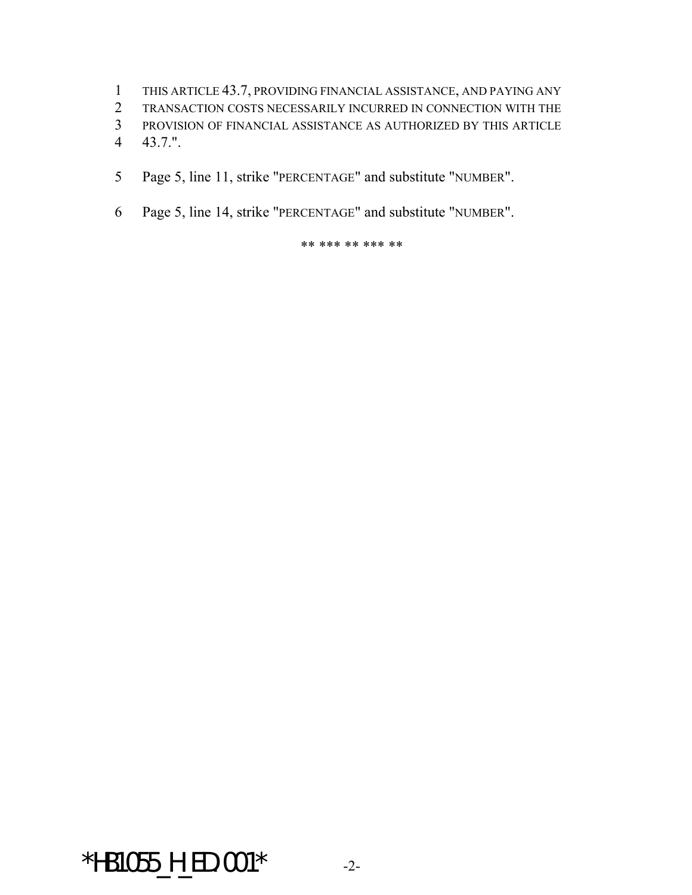THIS ARTICLE 43.7, PROVIDING FINANCIAL ASSISTANCE, AND PAYING ANY TRANSACTION COSTS NECESSARILY INCURRED IN CONNECTION WITH THE PROVISION OF FINANCIAL ASSISTANCE AS AUTHORIZED BY THIS ARTICLE 43.7.".

Page 5, line 11, strike "PERCENTAGE" and substitute "NUMBER".

Page 5, line 14, strike "PERCENTAGE" and substitute "NUMBER".

** *** ** *** **

*HB1055_H_ED.001*